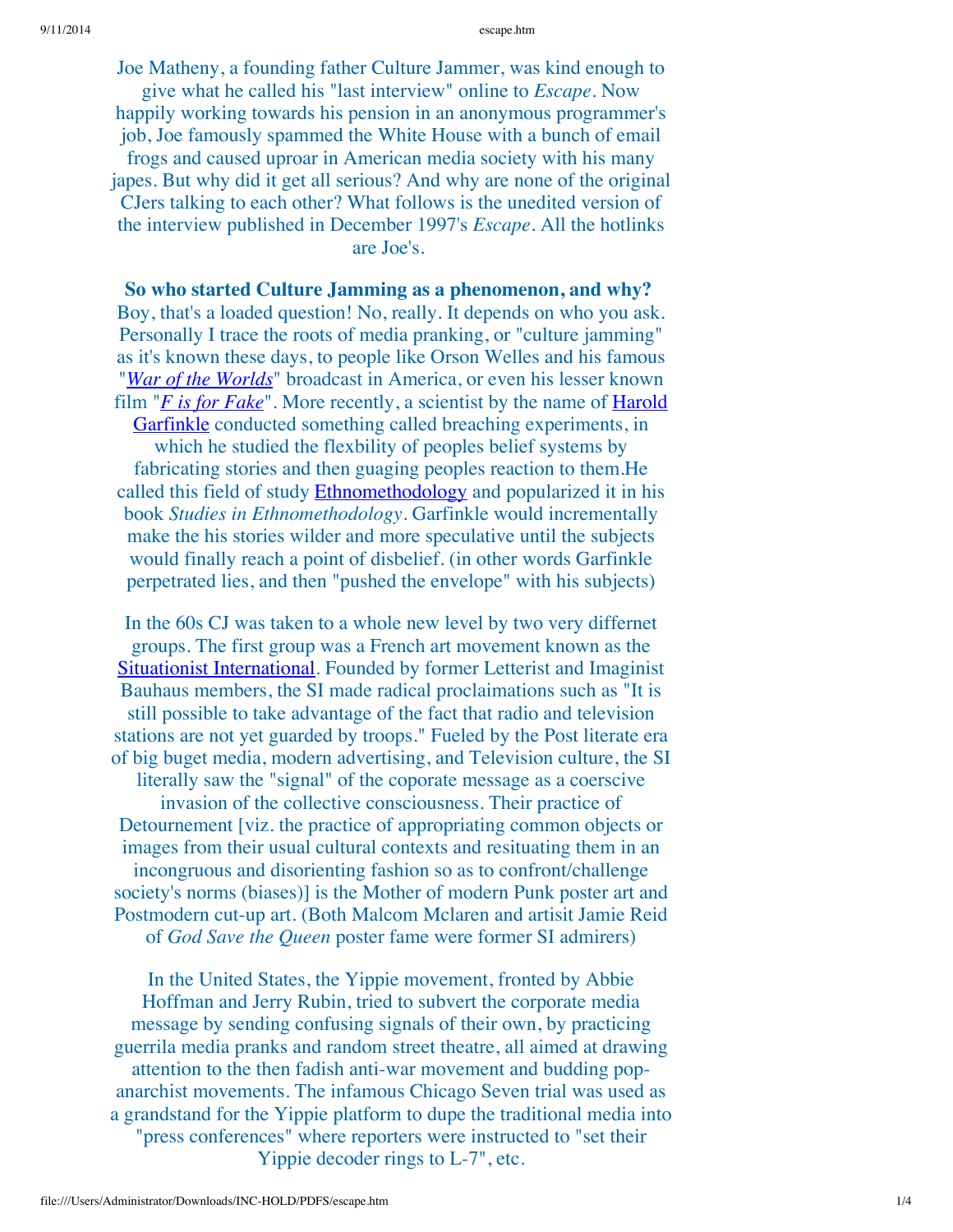Joe Matheny, a founding father Culture Jammer, was kind enough to give what he called his "last interview" online to *Escape*. Now happily working towards his pension in an anonymous programmer's job, Joe famously spammed the White House with a bunch of email frogs and caused uproar in American media society with his many japes. But why did it get all serious? And why are none of the original CJers talking to each other? What follows is the unedited version of the interview published in December 1997's *Escape*. All the hotlinks are Joe's.

**So who started Culture Jamming as a phenomenon, and why?**
Boy, that's a loaded question! No, really. It depends on who you ask. Personally I trace the roots of media pranking, or "culture jamming" as it's known these days, to people like Orson Welles and his famous "*War of the Worlds*" broadcast in America, or even his lesser known film "*F is for Fake*". More recently, a scientist by the name of Harold Garfinkle conducted something called breaching experiments, in which he studied the flexbility of peoples belief systems by fabricating stories and then guaging peoples reaction to them.He called this field of study Ethnomethodology and popularized it in his book *Studies in Ethnomethodology*. Garfinkle would incrementally make the his stories wilder and more speculative until the subjects would finally reach a point of disbelief. (in other words Garfinkle perpetrated lies, and then "pushed the envelope" with his subjects)

In the 60s CJ was taken to a whole new level by two very differnet groups. The first group was a French art movement known as the Situationist International. Founded by former Letterist and Imaginist Bauhaus members, the SI made radical proclaimations such as "It is still possible to take advantage of the fact that radio and television stations are not yet guarded by troops." Fueled by the Post literate era of big buget media, modern advertising, and Television culture, the SI literally saw the "signal" of the coporate message as a coerscive invasion of the collective consciousness. Their practice of Detournement [viz. the practice of appropriating common objects or images from their usual cultural contexts and resituating them in an incongruous and disorienting fashion so as to confront/challenge society's norms (biases)] is the Mother of modern Punk poster art and Postmodern cut-up art. (Both Malcom Mclaren and artisit Jamie Reid of *God Save the Queen* poster fame were former SI admirers)

In the United States, the Yippie movement, fronted by Abbie Hoffman and Jerry Rubin, tried to subvert the corporate media message by sending confusing signals of their own, by practicing guerrila media pranks and random street theatre, all aimed at drawing attention to the then fadish anti-war movement and budding pop-anarchist movements. The infamous Chicago Seven trial was used as a grandstand for the Yippie platform to dupe the traditional media into "press conferences" where reporters were instructed to "set their Yippie decoder rings to L-7", etc.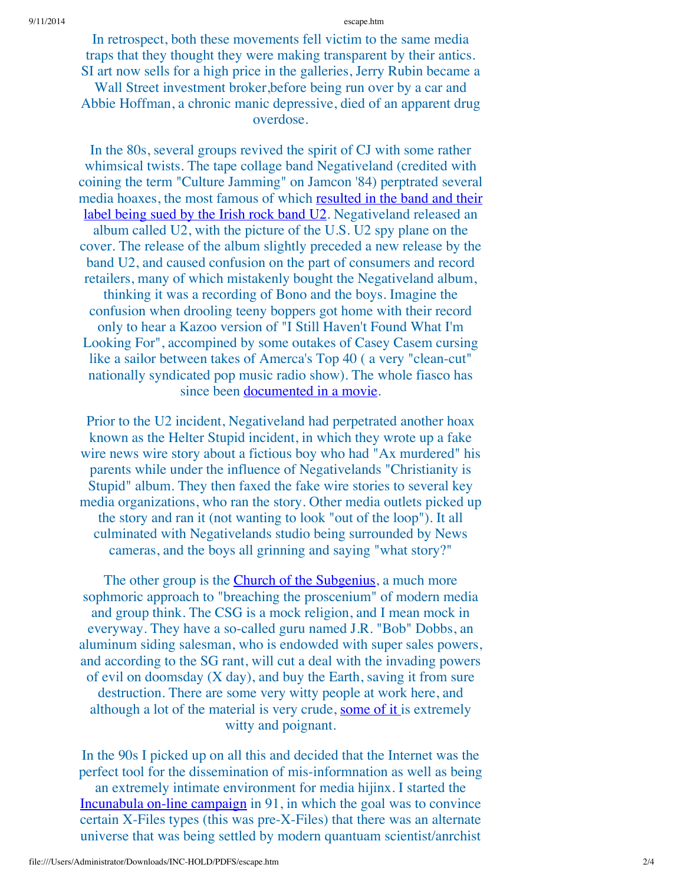In retrospect, both these movements fell victim to the same media traps that they thought they were making transparent by their antics. SI art now sells for a high price in the galleries, Jerry Rubin became a Wall Street investment broker,before being run over by a car and Abbie Hoffman, a chronic manic depressive, died of an apparent drug overdose.

In the 80s, several groups revived the spirit of CJ with some rather whimsical twists. The tape collage band Negativeland (credited with coining the term "Culture Jamming" on Jamcon '84) perptrated several media hoaxes, the most famous of which resulted in the band and their label being sued by the Irish rock band U2. Negativeland released an album called U2, with the picture of the U.S. U2 spy plane on the cover. The release of the album slightly preceded a new release by the band U2, and caused confusion on the part of consumers and record retailers, many of which mistakenly bought the Negativeland album, thinking it was a recording of Bono and the boys. Imagine the confusion when drooling teeny boppers got home with their record only to hear a Kazoo version of "I Still Haven't Found What I'm Looking For", accompined by some outakes of Casey Casem cursing like a sailor between takes of Amerca's Top 40 ( a very "clean-cut" nationally syndicated pop music radio show). The whole fiasco has since been documented in a movie.

Prior to the U2 incident, Negativeland had perpetrated another hoax known as the Helter Stupid incident, in which they wrote up a fake wire news wire story about a fictious boy who had "Ax murdered" his parents while under the influence of Negativelands "Christianity is Stupid" album. They then faxed the fake wire stories to several key media organizations, who ran the story. Other media outlets picked up the story and ran it (not wanting to look "out of the loop"). It all culminated with Negativelands studio being surrounded by News cameras, and the boys all grinning and saying "what story?"

The other group is the Church of the Subgenius, a much more sophmoric approach to "breaching the proscenium" of modern media and group think. The CSG is a mock religion, and I mean mock in everyway. They have a so-called guru named J.R. "Bob" Dobbs, an aluminum siding salesman, who is endowded with super sales powers, and according to the SG rant, will cut a deal with the invading powers of evil on doomsday (X day), and buy the Earth, saving it from sure destruction. There are some very witty people at work here, and although a lot of the material is very crude, some of it is extremely witty and poignant.

In the 90s I picked up on all this and decided that the Internet was the perfect tool for the dissemination of mis-informnation as well as being an extremely intimate environment for media hijinx. I started the Incunabula on-line campaign in 91, in which the goal was to convince certain X-Files types (this was pre-X-Files) that there was an alternate universe that was being settled by modern quantuam scientist/anrchist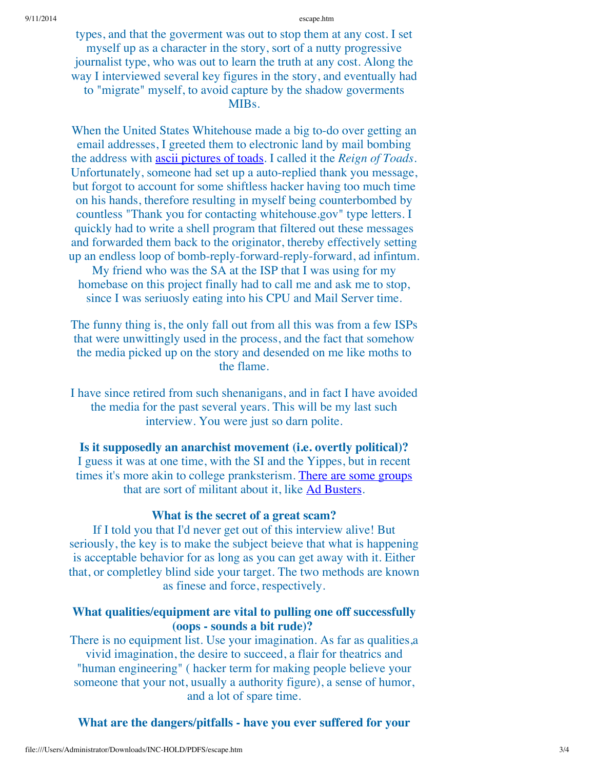types, and that the goverment was out to stop them at any cost. I set myself up as a character in the story, sort of a nutty progressive journalist type, who was out to learn the truth at any cost. Along the way I interviewed several key figures in the story, and eventually had to "migrate" myself, to avoid capture by the shadow goverments MIBs.

When the United States Whitehouse made a big to-do over getting an email addresses, I greeted them to electronic land by mail bombing the address with ascii pictures of toads. I called it the *Reign of Toads*. Unfortunately, someone had set up a auto-replied thank you message, but forgot to account for some shiftless hacker having too much time on his hands, therefore resulting in myself being counterbombed by countless "Thank you for contacting whitehouse.gov" type letters. I quickly had to write a shell program that filtered out these messages and forwarded them back to the originator, thereby effectively setting up an endless loop of bomb-reply-forward-reply-forward, ad infintum. My friend who was the SA at the ISP that I was using for my homebase on this project finally had to call me and ask me to stop, since I was seriuosly eating into his CPU and Mail Server time.

The funny thing is, the only fall out from all this was from a few ISPs that were unwittingly used in the process, and the fact that somehow the media picked up on the story and desended on me like moths to the flame.

I have since retired from such shenanigans, and in fact I have avoided the media for the past several years. This will be my last such interview. You were just so darn polite.

**Is it supposedly an anarchist movement (i.e. overtly political)?**
I guess it was at one time, with the SI and the Yippes, but in recent times it's more akin to college pranksterism. There are some groups that are sort of militant about it, like Ad Busters.

**What is the secret of a great scam?**
If I told you that I'd never get out of this interview alive! But seriously, the key is to make the subject beieve that what is happening is acceptable behavior for as long as you can get away with it. Either that, or completley blind side your target. The two methods are known as finese and force, respectively.

**What qualities/equipment are vital to pulling one off successfully (oops - sounds a bit rude)?**
There is no equipment list. Use your imagination. As far as qualities,a vivid imagination, the desire to succeed, a flair for theatrics and "human engineering" ( hacker term for making people believe your someone that your not, usually a authority figure), a sense of humor, and a lot of spare time.

**What are the dangers/pitfalls - have you ever suffered for your**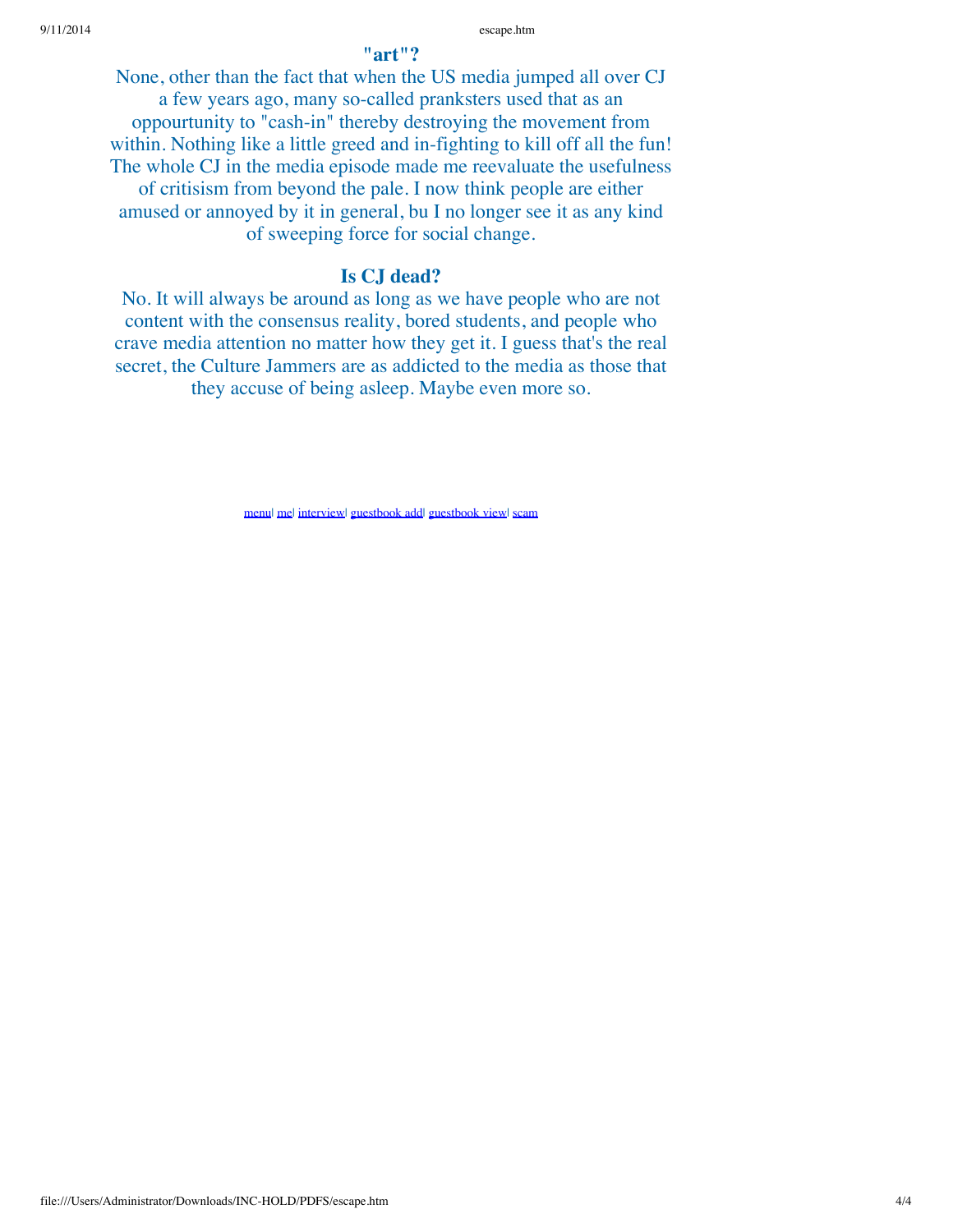## "art"?

None, other than the fact that when the US media jumped all over CJ a few years ago, many so-called pranksters used that as an oppourtunity to "cash-in" thereby destroying the movement from within. Nothing like a little greed and in-fighting to kill off all the fun! The whole CJ in the media episode made me reevaluate the usefulness of critisism from beyond the pale. I now think people are either amused or annoyed by it in general, bu I no longer see it as any kind of sweeping force for social change.

## Is CJ dead?

No. It will always be around as long as we have people who are not content with the consensus reality, bored students, and people who crave media attention no matter how they get it. I guess that's the real secret, the Culture Jammers are as addicted to the media as those that they accuse of being asleep. Maybe even more so.

menu| me| interview| guestbook add| guestbook view| scam